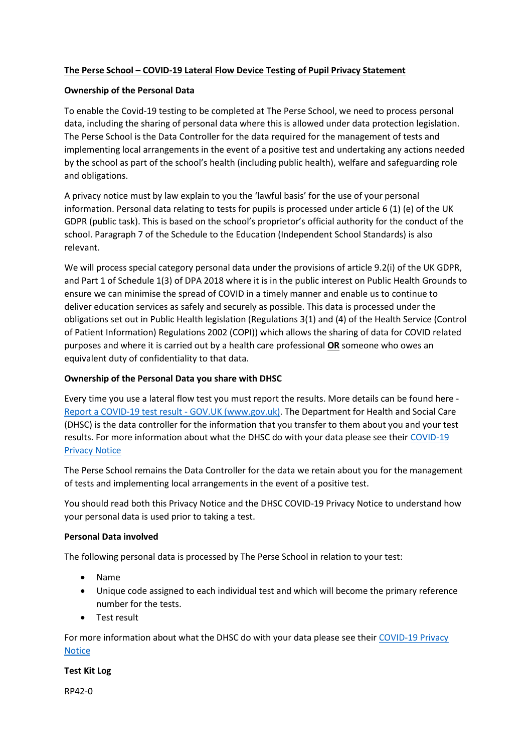## The Perse School – COVID-19 Lateral Flow Device Testing of Pupil Privacy Statement

### Ownership of the Personal Data

To enable the Covid-19 testing to be completed at The Perse School, we need to process personal data, including the sharing of personal data where this is allowed under data protection legislation. The Perse School is the Data Controller for the data required for the management of tests and implementing local arrangements in the event of a positive test and undertaking any actions needed by the school as part of the school's health (including public health), welfare and safeguarding role and obligations.

A privacy notice must by law explain to you the 'lawful basis' for the use of your personal information. Personal data relating to tests for pupils is processed under article 6 (1) (e) of the UK GDPR (public task). This is based on the school's proprietor's official authority for the conduct of the school. Paragraph 7 of the Schedule to the Education (Independent School Standards) is also relevant.

We will process special category personal data under the provisions of article 9.2(i) of the UK GDPR, and Part 1 of Schedule 1(3) of DPA 2018 where it is in the public interest on Public Health Grounds to ensure we can minimise the spread of COVID in a timely manner and enable us to continue to deliver education services as safely and securely as possible. This data is processed under the obligations set out in Public Health legislation (Regulations 3(1) and (4) of the Health Service (Control of Patient Information) Regulations 2002 (COPI)) which allows the sharing of data for COVID related purposes and where it is carried out by a health care professional **OR** someone who owes an equivalent duty of confidentiality to that data.

### Ownership of the Personal Data you share with DHSC

Every time you use a lateral flow test you must report the results. More details can be found here - Report a COVID-19 test result - GOV.UK (www.gov.uk). The Department for Health and Social Care (DHSC) is the data controller for the information that you transfer to them about you and your test results. For more information about what the DHSC do with your data please see their COVID-19 Privacy Notice

The Perse School remains the Data Controller for the data we retain about you for the management of tests and implementing local arrangements in the event of a positive test.

You should read both this Privacy Notice and the DHSC COVID-19 Privacy Notice to understand how your personal data is used prior to taking a test.

### Personal Data involved

The following personal data is processed by The Perse School in relation to your test:

- Name
- Unique code assigned to each individual test and which will become the primary reference number for the tests.
- Test result

For more information about what the DHSC do with your data please see their COVID-19 Privacy Notice

### Test Kit Log

RP42-0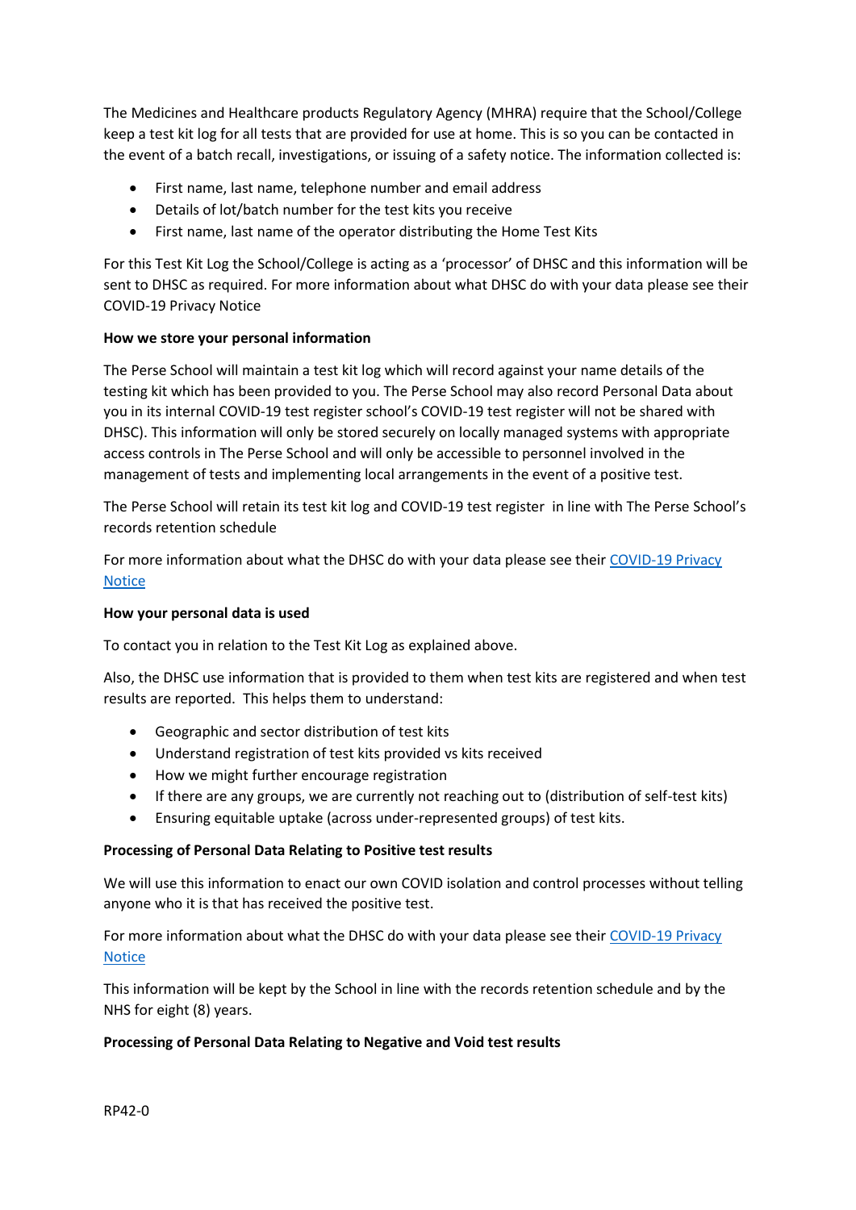The Medicines and Healthcare products Regulatory Agency (MHRA) require that the School/College keep a test kit log for all tests that are provided for use at home. This is so you can be contacted in the event of a batch recall, investigations, or issuing of a safety notice. The information collected is:

- First name, last name, telephone number and email address
- Details of lot/batch number for the test kits you receive
- First name, last name of the operator distributing the Home Test Kits

For this Test Kit Log the School/College is acting as a 'processor' of DHSC and this information will be sent to DHSC as required. For more information about what DHSC do with your data please see their COVID-19 Privacy Notice

**How we store your personal information**

The Perse School will maintain a test kit log which will record against your name details of the testing kit which has been provided to you. The Perse School may also record Personal Data about you in its internal COVID-19 test register school's COVID-19 test register will not be shared with DHSC). This information will only be stored securely on locally managed systems with appropriate access controls in The Perse School and will only be accessible to personnel involved in the management of tests and implementing local arrangements in the event of a positive test.

The Perse School will retain its test kit log and COVID-19 test register in line with The Perse School's records retention schedule

For more information about what the DHSC do with your data please see their [COVID-19 Privacy Notice]

**How your personal data is used**

To contact you in relation to the Test Kit Log as explained above.

Also, the DHSC use information that is provided to them when test kits are registered and when test results are reported. This helps them to understand:

- Geographic and sector distribution of test kits
- Understand registration of test kits provided vs kits received
- How we might further encourage registration
- If there are any groups, we are currently not reaching out to (distribution of self-test kits)
- Ensuring equitable uptake (across under-represented groups) of test kits.

**Processing of Personal Data Relating to Positive test results**

We will use this information to enact our own COVID isolation and control processes without telling anyone who it is that has received the positive test.

For more information about what the DHSC do with your data please see their [COVID-19 Privacy Notice]

This information will be kept by the School in line with the records retention schedule and by the NHS for eight (8) years.

**Processing of Personal Data Relating to Negative and Void test results**

RP42-0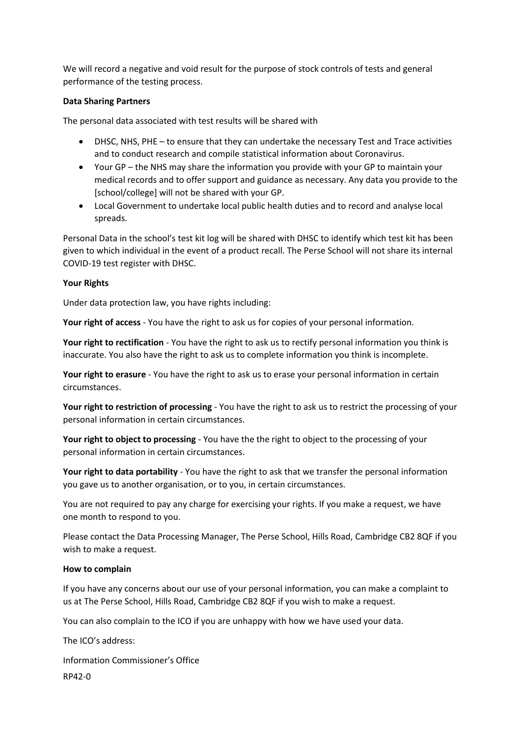We will record a negative and void result for the purpose of stock controls of tests and general performance of the testing process.

**Data Sharing Partners**

The personal data associated with test results will be shared with

- DHSC, NHS, PHE – to ensure that they can undertake the necessary Test and Trace activities and to conduct research and compile statistical information about Coronavirus.
- Your GP – the NHS may share the information you provide with your GP to maintain your medical records and to offer support and guidance as necessary. Any data you provide to the [school/college] will not be shared with your GP.
- Local Government to undertake local public health duties and to record and analyse local spreads.

Personal Data in the school's test kit log will be shared with DHSC to identify which test kit has been given to which individual in the event of a product recall. The Perse School will not share its internal COVID-19 test register with DHSC.

**Your Rights**

Under data protection law, you have rights including:

**Your right of access** - You have the right to ask us for copies of your personal information.

**Your right to rectification** - You have the right to ask us to rectify personal information you think is inaccurate. You also have the right to ask us to complete information you think is incomplete.

**Your right to erasure** - You have the right to ask us to erase your personal information in certain circumstances.

**Your right to restriction of processing** - You have the right to ask us to restrict the processing of your personal information in certain circumstances.

**Your right to object to processing** - You have the the right to object to the processing of your personal information in certain circumstances.

**Your right to data portability** - You have the right to ask that we transfer the personal information you gave us to another organisation, or to you, in certain circumstances.

You are not required to pay any charge for exercising your rights. If you make a request, we have one month to respond to you.

Please contact the Data Processing Manager, The Perse School, Hills Road, Cambridge CB2 8QF if you wish to make a request.

**How to complain**

If you have any concerns about our use of your personal information, you can make a complaint to us at The Perse School, Hills Road, Cambridge CB2 8QF if you wish to make a request.

You can also complain to the ICO if you are unhappy with how we have used your data.

The ICO's address:

Information Commissioner's Office

RP42-0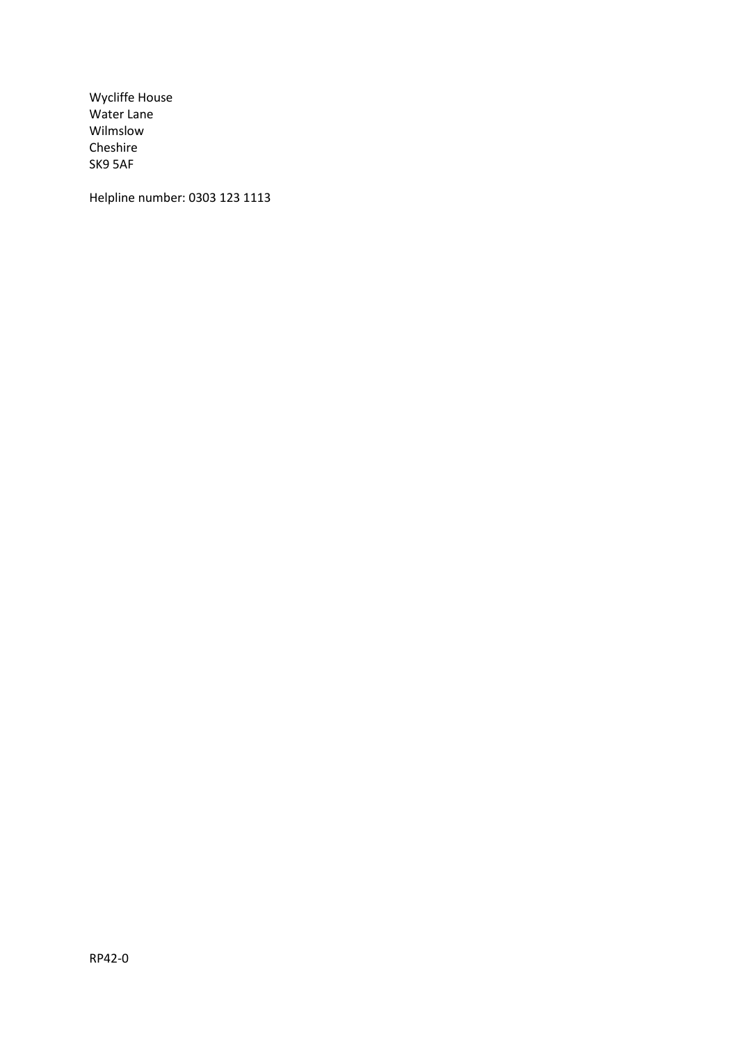Wycliffe House
Water Lane
Wilmslow
Cheshire
SK9 5AF

Helpline number: 0303 123 1113

RP42-0